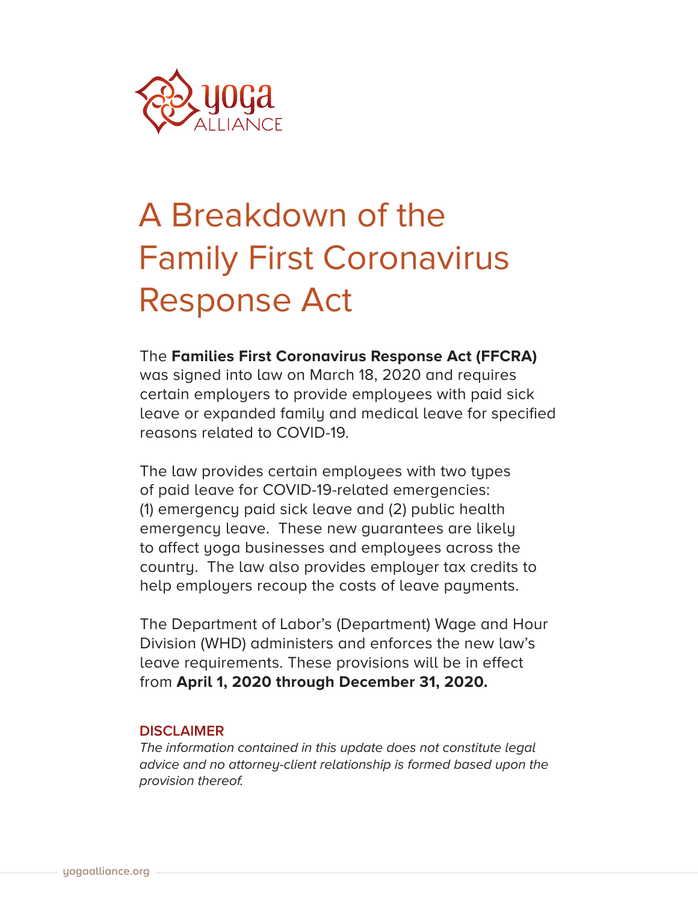# A Breakdown of the Family First Coronavirus Response Act

The **Families First Coronavirus Response Act (FFCRA)** was signed into law on March 18, 2020 and requires certain employers to provide employees with paid sick leave or expanded family and medical leave for specified reasons related to COVID-19.

The law provides certain employees with two types of paid leave for COVID-19-related emergencies: (1) emergency paid sick leave and (2) public health emergency leave. These new guarantees are likely to affect yoga businesses and employees across the country. The law also provides employer tax credits to help employers recoup the costs of leave payments.

The Department of Labor's (Department) Wage and Hour Division (WHD) administers and enforces the new law's leave requirements. These provisions will be in effect from **April 1, 2020 through December 31, 2020.**

**DISCLAIMER**

*The information contained in this update does not constitute legal advice and no attorney-client relationship is formed based upon the provision thereof.*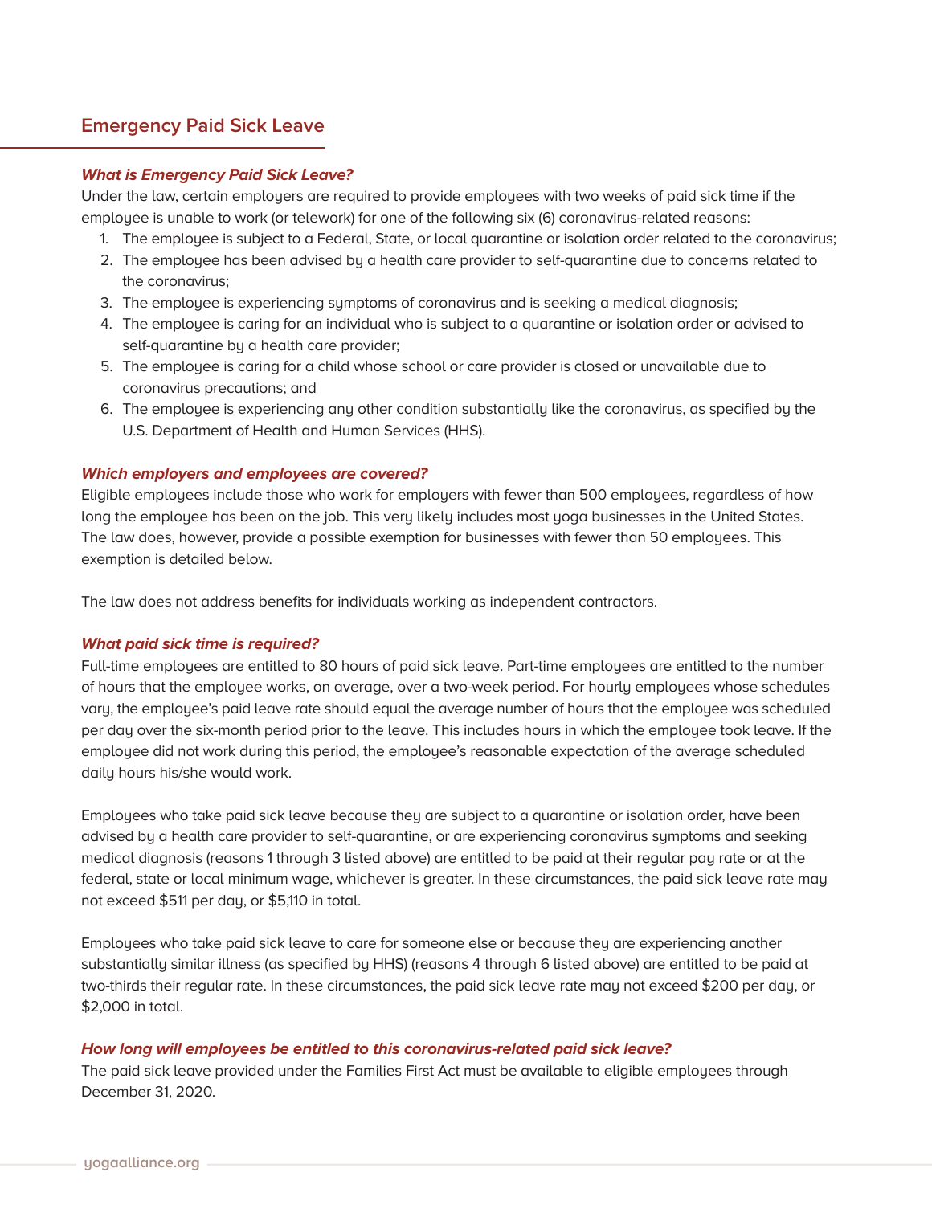## Emergency Paid Sick Leave

***What is Emergency Paid Sick Leave?***

Under the law, certain employers are required to provide employees with two weeks of paid sick time if the employee is unable to work (or telework) for one of the following six (6) coronavirus-related reasons:

1. The employee is subject to a Federal, State, or local quarantine or isolation order related to the coronavirus;
2. The employee has been advised by a health care provider to self-quarantine due to concerns related to the coronavirus;
3. The employee is experiencing symptoms of coronavirus and is seeking a medical diagnosis;
4. The employee is caring for an individual who is subject to a quarantine or isolation order or advised to self-quarantine by a health care provider;
5. The employee is caring for a child whose school or care provider is closed or unavailable due to coronavirus precautions; and
6. The employee is experiencing any other condition substantially like the coronavirus, as specified by the U.S. Department of Health and Human Services (HHS).

***Which employers and employees are covered?***

Eligible employees include those who work for employers with fewer than 500 employees, regardless of how long the employee has been on the job. This very likely includes most yoga businesses in the United States. The law does, however, provide a possible exemption for businesses with fewer than 50 employees. This exemption is detailed below.

The law does not address benefits for individuals working as independent contractors.

***What paid sick time is required?***

Full-time employees are entitled to 80 hours of paid sick leave. Part-time employees are entitled to the number of hours that the employee works, on average, over a two-week period. For hourly employees whose schedules vary, the employee's paid leave rate should equal the average number of hours that the employee was scheduled per day over the six-month period prior to the leave. This includes hours in which the employee took leave. If the employee did not work during this period, the employee's reasonable expectation of the average scheduled daily hours his/she would work.

Employees who take paid sick leave because they are subject to a quarantine or isolation order, have been advised by a health care provider to self-quarantine, or are experiencing coronavirus symptoms and seeking medical diagnosis (reasons 1 through 3 listed above) are entitled to be paid at their regular pay rate or at the federal, state or local minimum wage, whichever is greater. In these circumstances, the paid sick leave rate may not exceed $511 per day, or $5,110 in total.

Employees who take paid sick leave to care for someone else or because they are experiencing another substantially similar illness (as specified by HHS) (reasons 4 through 6 listed above) are entitled to be paid at two-thirds their regular rate. In these circumstances, the paid sick leave rate may not exceed $200 per day, or $2,000 in total.

***How long will employees be entitled to this coronavirus-related paid sick leave?***

The paid sick leave provided under the Families First Act must be available to eligible employees through December 31, 2020.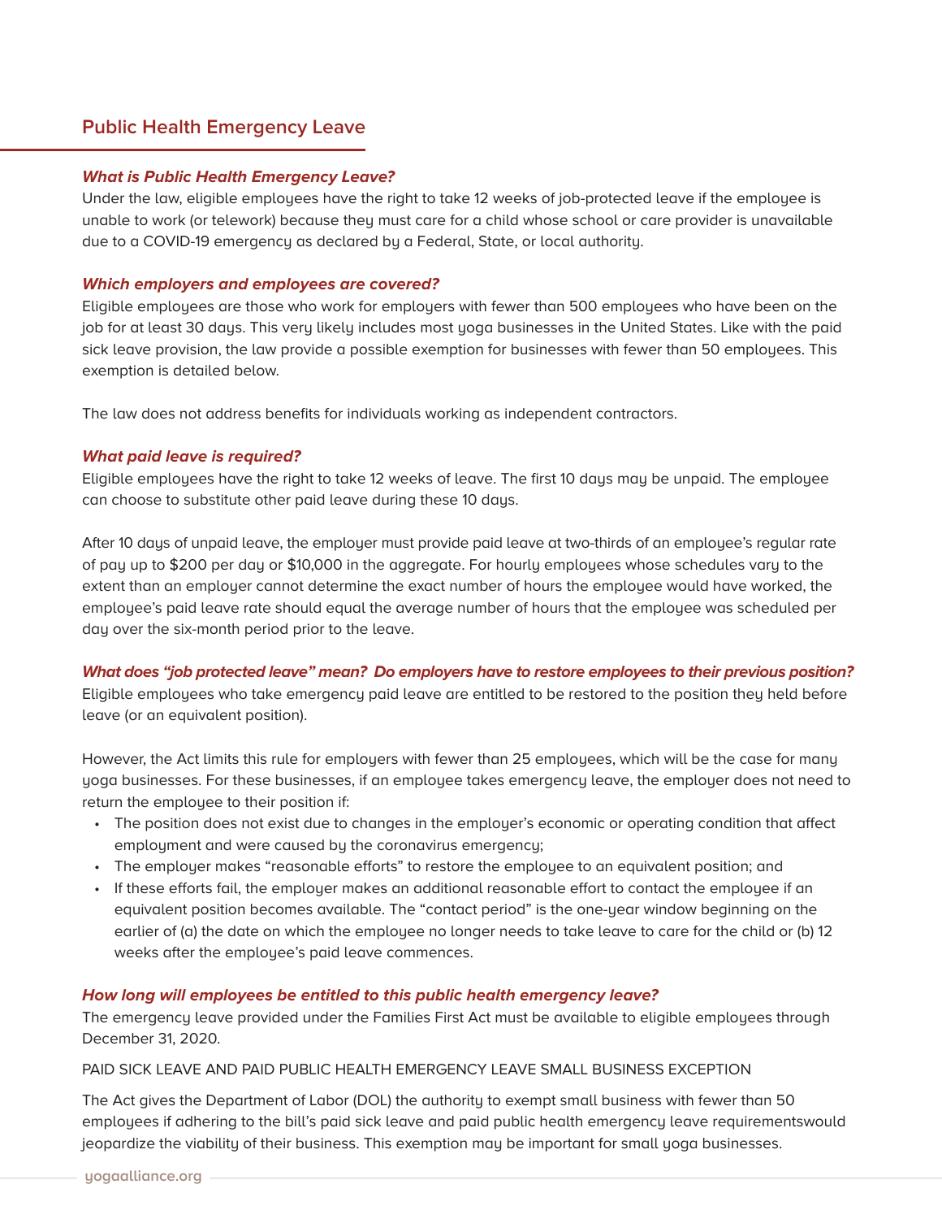## Public Health Emergency Leave

***What is Public Health Emergency Leave?***

Under the law, eligible employees have the right to take 12 weeks of job-protected leave if the employee is unable to work (or telework) because they must care for a child whose school or care provider is unavailable due to a COVID-19 emergency as declared by a Federal, State, or local authority.

***Which employers and employees are covered?***

Eligible employees are those who work for employers with fewer than 500 employees who have been on the job for at least 30 days. This very likely includes most yoga businesses in the United States. Like with the paid sick leave provision, the law provide a possible exemption for businesses with fewer than 50 employees. This exemption is detailed below.

The law does not address benefits for individuals working as independent contractors.

***What paid leave is required?***

Eligible employees have the right to take 12 weeks of leave. The first 10 days may be unpaid. The employee can choose to substitute other paid leave during these 10 days.

After 10 days of unpaid leave, the employer must provide paid leave at two-thirds of an employee's regular rate of pay up to $200 per day or $10,000 in the aggregate. For hourly employees whose schedules vary to the extent than an employer cannot determine the exact number of hours the employee would have worked, the employee's paid leave rate should equal the average number of hours that the employee was scheduled per day over the six-month period prior to the leave.

***What does "job protected leave" mean? Do employers have to restore employees to their previous position?***

Eligible employees who take emergency paid leave are entitled to be restored to the position they held before leave (or an equivalent position).

However, the Act limits this rule for employers with fewer than 25 employees, which will be the case for many yoga businesses. For these businesses, if an employee takes emergency leave, the employer does not need to return the employee to their position if:

- The position does not exist due to changes in the employer's economic or operating condition that affect employment and were caused by the coronavirus emergency;
- The employer makes "reasonable efforts" to restore the employee to an equivalent position; and
- If these efforts fail, the employer makes an additional reasonable effort to contact the employee if an equivalent position becomes available. The "contact period" is the one-year window beginning on the earlier of (a) the date on which the employee no longer needs to take leave to care for the child or (b) 12 weeks after the employee's paid leave commences.

***How long will employees be entitled to this public health emergency leave?***

The emergency leave provided under the Families First Act must be available to eligible employees through December 31, 2020.

PAID SICK LEAVE AND PAID PUBLIC HEALTH EMERGENCY LEAVE SMALL BUSINESS EXCEPTION

The Act gives the Department of Labor (DOL) the authority to exempt small business with fewer than 50 employees if adhering to the bill's paid sick leave and paid public health emergency leave requirementswould jeopardize the viability of their business. This exemption may be important for small yoga businesses.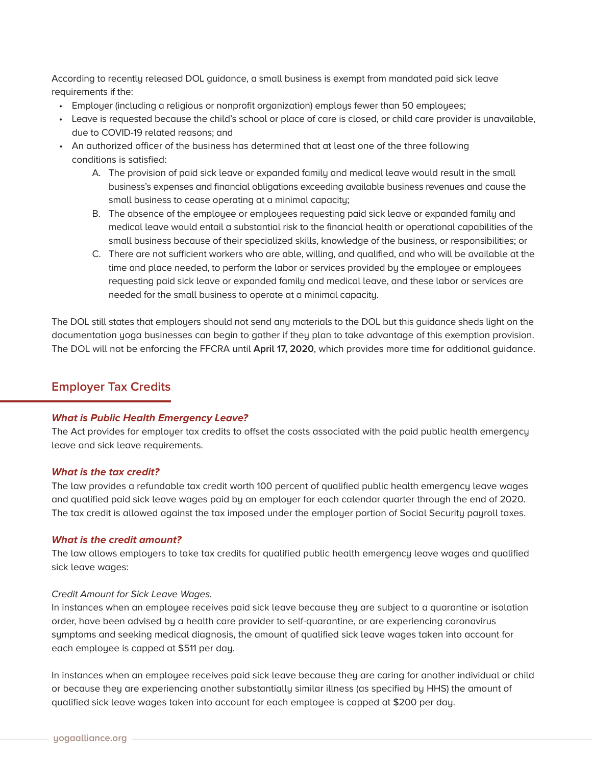According to recently released DOL guidance, a small business is exempt from mandated paid sick leave requirements if the:

- Employer (including a religious or nonprofit organization) employs fewer than 50 employees;
- Leave is requested because the child's school or place of care is closed, or child care provider is unavailable, due to COVID-19 related reasons; and
- An authorized officer of the business has determined that at least one of the three following conditions is satisfied:
  A. The provision of paid sick leave or expanded family and medical leave would result in the small business's expenses and financial obligations exceeding available business revenues and cause the small business to cease operating at a minimal capacity;
  B. The absence of the employee or employees requesting paid sick leave or expanded family and medical leave would entail a substantial risk to the financial health or operational capabilities of the small business because of their specialized skills, knowledge of the business, or responsibilities; or
  C. There are not sufficient workers who are able, willing, and qualified, and who will be available at the time and place needed, to perform the labor or services provided by the employee or employees requesting paid sick leave or expanded family and medical leave, and these labor or services are needed for the small business to operate at a minimal capacity.

The DOL still states that employers should not send any materials to the DOL but this guidance sheds light on the documentation yoga businesses can begin to gather if they plan to take advantage of this exemption provision. The DOL will not be enforcing the FFCRA until **April 17, 2020**, which provides more time for additional guidance.

## Employer Tax Credits

***What is Public Health Emergency Leave?***

The Act provides for employer tax credits to offset the costs associated with the paid public health emergency leave and sick leave requirements.

***What is the tax credit?***

The law provides a refundable tax credit worth 100 percent of qualified public health emergency leave wages and qualified paid sick leave wages paid by an employer for each calendar quarter through the end of 2020. The tax credit is allowed against the tax imposed under the employer portion of Social Security payroll taxes.

***What is the credit amount?***

The law allows employers to take tax credits for qualified public health emergency leave wages and qualified sick leave wages:

*Credit Amount for Sick Leave Wages.*

In instances when an employee receives paid sick leave because they are subject to a quarantine or isolation order, have been advised by a health care provider to self-quarantine, or are experiencing coronavirus symptoms and seeking medical diagnosis, the amount of qualified sick leave wages taken into account for each employee is capped at $511 per day.

In instances when an employee receives paid sick leave because they are caring for another individual or child or because they are experiencing another substantially similar illness (as specified by HHS) the amount of qualified sick leave wages taken into account for each employee is capped at $200 per day.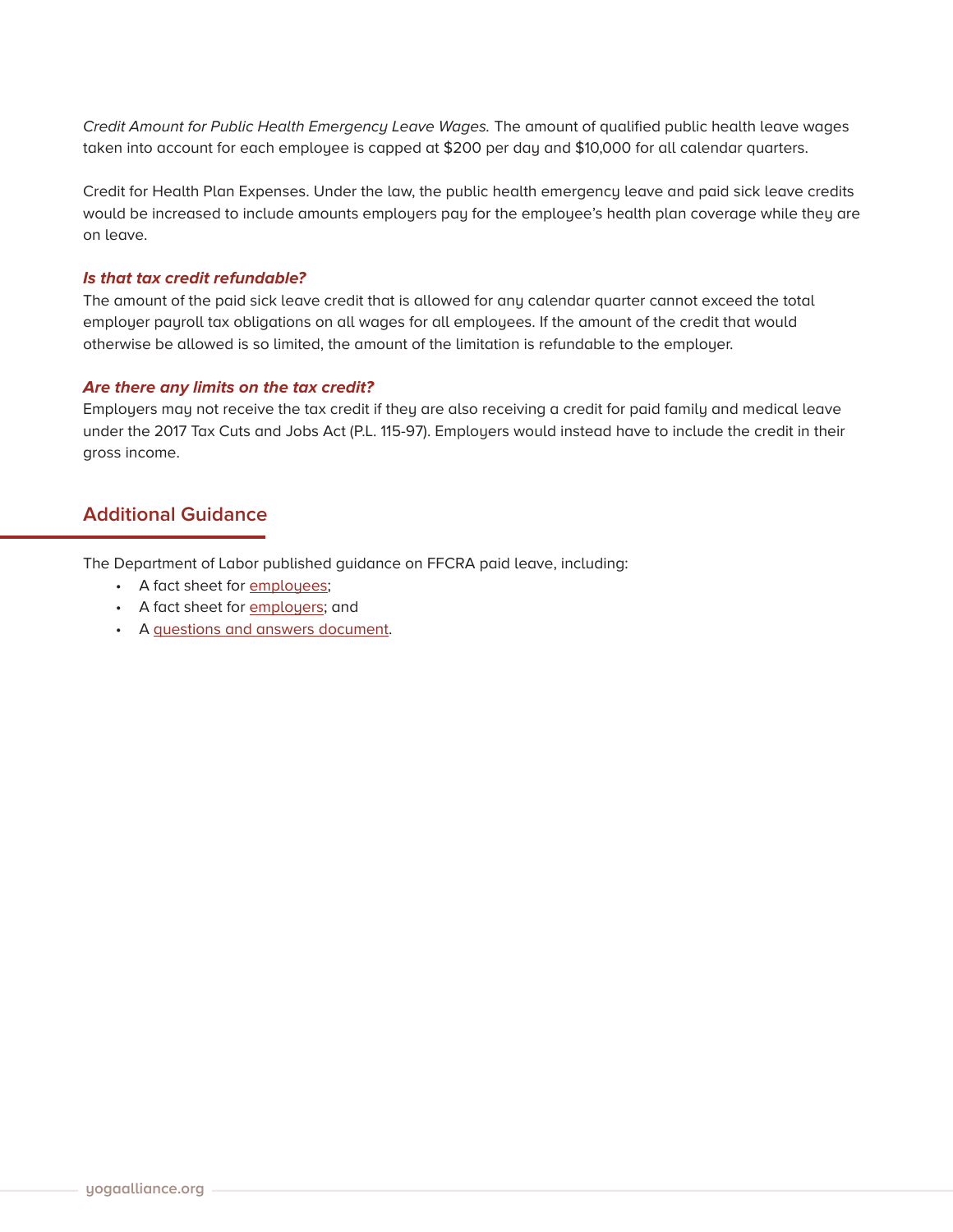*Credit Amount for Public Health Emergency Leave Wages.* The amount of qualified public health leave wages taken into account for each employee is capped at $200 per day and $10,000 for all calendar quarters.

Credit for Health Plan Expenses. Under the law, the public health emergency leave and paid sick leave credits would be increased to include amounts employers pay for the employee's health plan coverage while they are on leave.

***Is that tax credit refundable?***

The amount of the paid sick leave credit that is allowed for any calendar quarter cannot exceed the total employer payroll tax obligations on all wages for all employees. If the amount of the credit that would otherwise be allowed is so limited, the amount of the limitation is refundable to the employer.

***Are there any limits on the tax credit?***

Employers may not receive the tax credit if they are also receiving a credit for paid family and medical leave under the 2017 Tax Cuts and Jobs Act (P.L. 115-97). Employers would instead have to include the credit in their gross income.

## Additional Guidance

The Department of Labor published guidance on FFCRA paid leave, including:

- A fact sheet for employees;
- A fact sheet for employers; and
- A questions and answers document.